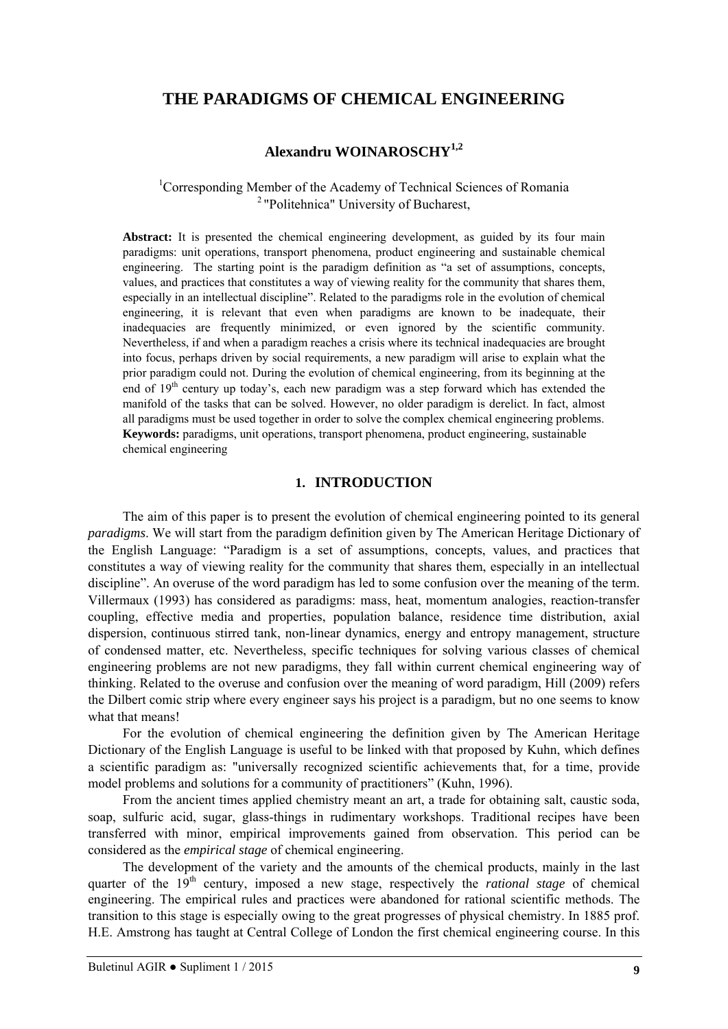# THE PARADIGMS OF CHEMICAL ENGINEERING

**Alexandru WOINAROSCHY[1,2]**

[1]Corresponding Member of the Academy of Technical Sciences of Romania
[2] "Politehnica" University of Bucharest,

**Abstract:** It is presented the chemical engineering development, as guided by its four main paradigms: unit operations, transport phenomena, product engineering and sustainable chemical engineering. The starting point is the paradigm definition as "a set of assumptions, concepts, values, and practices that constitutes a way of viewing reality for the community that shares them, especially in an intellectual discipline". Related to the paradigms role in the evolution of chemical engineering, it is relevant that even when paradigms are known to be inadequate, their inadequacies are frequently minimized, or even ignored by the scientific community. Nevertheless, if and when a paradigm reaches a crisis where its technical inadequacies are brought into focus, perhaps driven by social requirements, a new paradigm will arise to explain what the prior paradigm could not. During the evolution of chemical engineering, from its beginning at the end of 19th century up today's, each new paradigm was a step forward which has extended the manifold of the tasks that can be solved. However, no older paradigm is derelict. In fact, almost all paradigms must be used together in order to solve the complex chemical engineering problems.
**Keywords:** paradigms, unit operations, transport phenomena, product engineering, sustainable chemical engineering

## 1. INTRODUCTION

The aim of this paper is to present the evolution of chemical engineering pointed to its general *paradigms*. We will start from the paradigm definition given by The American Heritage Dictionary of the English Language: "Paradigm is a set of assumptions, concepts, values, and practices that constitutes a way of viewing reality for the community that shares them, especially in an intellectual discipline". An overuse of the word paradigm has led to some confusion over the meaning of the term. Villermaux (1993) has considered as paradigms: mass, heat, momentum analogies, reaction-transfer coupling, effective media and properties, population balance, residence time distribution, axial dispersion, continuous stirred tank, non-linear dynamics, energy and entropy management, structure of condensed matter, etc. Nevertheless, specific techniques for solving various classes of chemical engineering problems are not new paradigms, they fall within current chemical engineering way of thinking. Related to the overuse and confusion over the meaning of word paradigm, Hill (2009) refers the Dilbert comic strip where every engineer says his project is a paradigm, but no one seems to know what that means!

For the evolution of chemical engineering the definition given by The American Heritage Dictionary of the English Language is useful to be linked with that proposed by Kuhn, which defines a scientific paradigm as: "universally recognized scientific achievements that, for a time, provide model problems and solutions for a community of practitioners" (Kuhn, 1996).

From the ancient times applied chemistry meant an art, a trade for obtaining salt, caustic soda, soap, sulfuric acid, sugar, glass-things in rudimentary workshops. Traditional recipes have been transferred with minor, empirical improvements gained from observation. This period can be considered as the *empirical stage* of chemical engineering.

The development of the variety and the amounts of the chemical products, mainly in the last quarter of the 19th century, imposed a new stage, respectively the *rational stage* of chemical engineering. The empirical rules and practices were abandoned for rational scientific methods. The transition to this stage is especially owing to the great progresses of physical chemistry. In 1885 prof. H.E. Amstrong has taught at Central College of London the first chemical engineering course. In this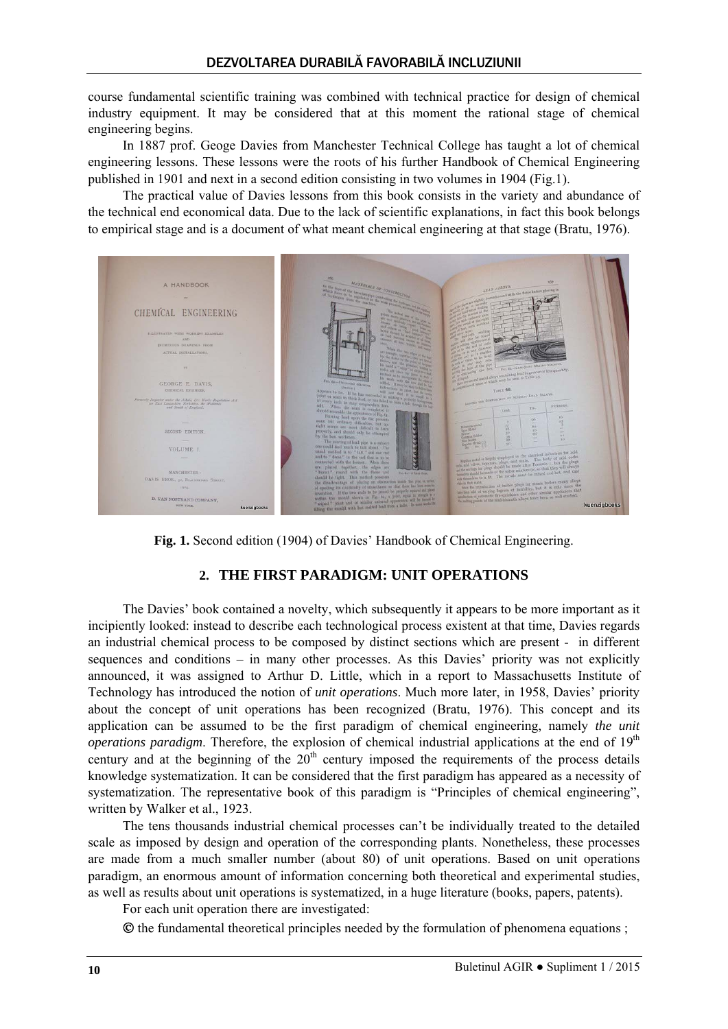course fundamental scientific training was combined with technical practice for design of chemical industry equipment. It may be considered that at this moment the rational stage of chemical engineering begins.

In 1887 prof. Geoge Davies from Manchester Technical College has taught a lot of chemical engineering lessons. These lessons were the roots of his further Handbook of Chemical Engineering published in 1901 and next in a second edition consisting in two volumes in 1904 (Fig.1).

The practical value of Davies lessons from this book consists in the variety and abundance of the technical end economical data. Due to the lack of scientific explanations, in fact this book belongs to empirical stage and is a document of what meant chemical engineering at that stage (Bratu, 1976).

**Fig. 1.** Second edition (1904) of Davies' Handbook of Chemical Engineering.

## 2. THE FIRST PARADIGM: UNIT OPERATIONS

The Davies' book contained a novelty, which subsequently it appears to be more important as it incipiently looked: instead to describe each technological process existent at that time, Davies regards an industrial chemical process to be composed by distinct sections which are present - in different sequences and conditions – in many other processes. As this Davies' priority was not explicitly announced, it was assigned to Arthur D. Little, which in a report to Massachusetts Institute of Technology has introduced the notion of *unit operations*. Much more later, in 1958, Davies' priority about the concept of unit operations has been recognized (Bratu, 1976). This concept and its application can be assumed to be the first paradigm of chemical engineering, namely *the unit operations paradigm*. Therefore, the explosion of chemical industrial applications at the end of 19[th] century and at the beginning of the 20[th] century imposed the requirements of the process details knowledge systematization. It can be considered that the first paradigm has appeared as a necessity of systematization. The representative book of this paradigm is "Principles of chemical engineering", written by Walker et al., 1923.

The tens thousands industrial chemical processes can't be individually treated to the detailed scale as imposed by design and operation of the corresponding plants. Nonetheless, these processes are made from a much smaller number (about 80) of unit operations. Based on unit operations paradigm, an enormous amount of information concerning both theoretical and experimental studies, as well as results about unit operations is systematized, in a huge literature (books, papers, patents).

For each unit operation there are investigated:

© the fundamental theoretical principles needed by the formulation of phenomena equations ;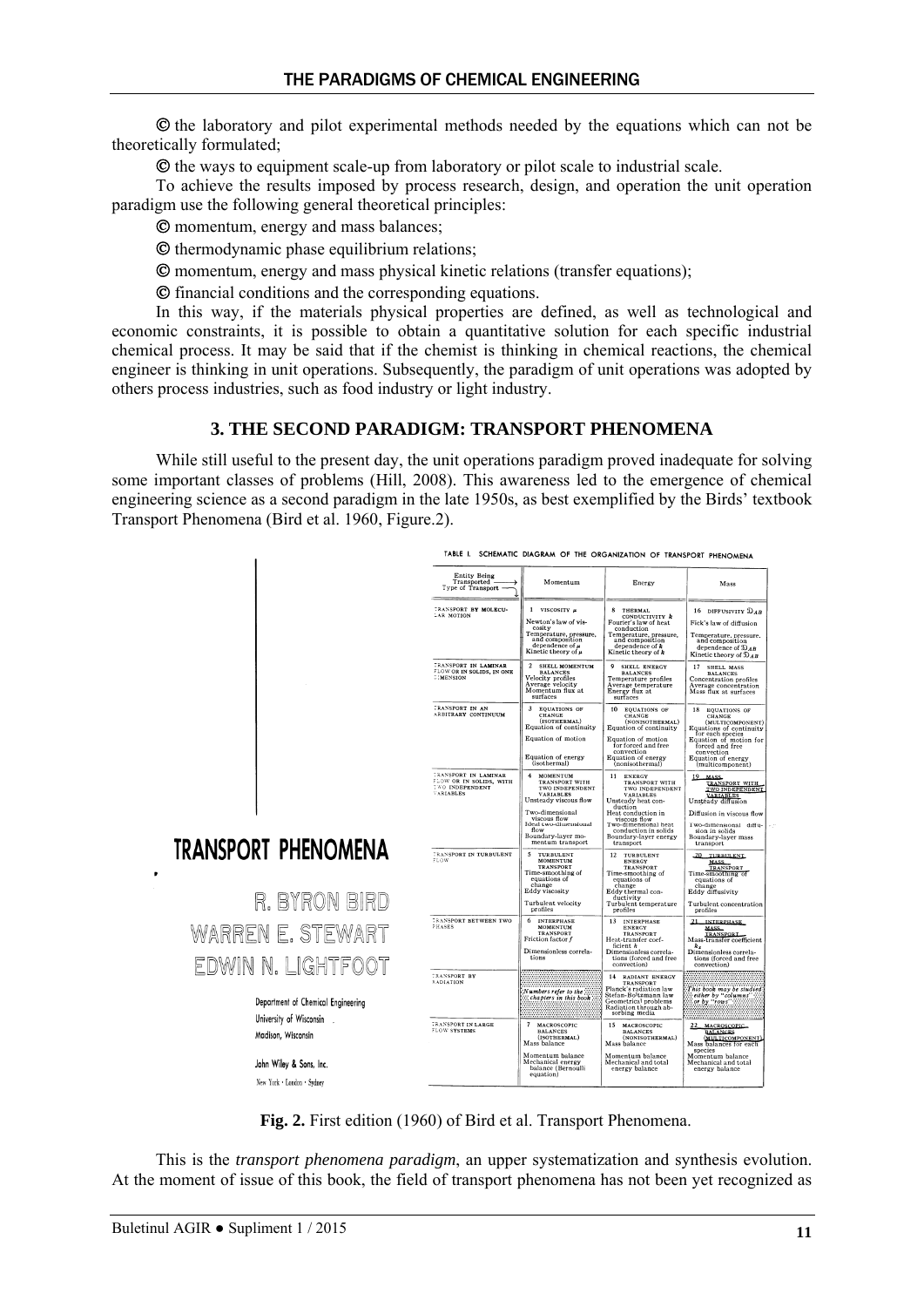© the laboratory and pilot experimental methods needed by the equations which can not be theoretically formulated;

© the ways to equipment scale-up from laboratory or pilot scale to industrial scale.

To achieve the results imposed by process research, design, and operation the unit operation paradigm use the following general theoretical principles:

© momentum, energy and mass balances;

© thermodynamic phase equilibrium relations;

© momentum, energy and mass physical kinetic relations (transfer equations);

© financial conditions and the corresponding equations.

In this way, if the materials physical properties are defined, as well as technological and economic constraints, it is possible to obtain a quantitative solution for each specific industrial chemical process. It may be said that if the chemist is thinking in chemical reactions, the chemical engineer is thinking in unit operations. Subsequently, the paradigm of unit operations was adopted by others process industries, such as food industry or light industry.

## 3. THE SECOND PARADIGM: TRANSPORT PHENOMENA

While still useful to the present day, the unit operations paradigm proved inadequate for solving some important classes of problems (Hill, 2008). This awareness led to the emergence of chemical engineering science as a second paradigm in the late 1950s, as best exemplified by the Birds' textbook Transport Phenomena (Bird et al. 1960, Figure.2).

**TRANSPORT PHENOMENA**

R. BYRON BIRD
WARREN E. STEWART
EDWIN N. LIGHTFOOT

Department of Chemical Engineering
University of Wisconsin
Madison, Wisconsin

John Wiley & Sons, Inc.
New York · London · Sydney

TABLE I. SCHEMATIC DIAGRAM OF THE ORGANIZATION OF TRANSPORT PHENOMENA

| Entity Being Transported → / Type of Transport ↓ | Momentum | Energy | Mass |
|---|---|---|---|
| TRANSPORT BY MOLECULAR MOTION | 1 VISCOSITY $\mu$ <br> Newton's law of viscosity <br> Temperature, pressure, and composition dependence of $\mu$ <br> Kinetic theory of $\mu$ | 8 THERMAL CONDUCTIVITY $k$ <br> Fourier's law of heat conduction <br> Temperature, pressure, and composition dependence of $k$ <br> Kinetic theory of $k$ | 16 DIFFUSIVITY $\mathfrak{D}_{AB}$ <br> Fick's law of diffusion <br> Temperature, pressure, and composition dependence of $\mathfrak{D}_{AB}$ <br> Kinetic theory of $\mathfrak{D}_{AB}$ |
| TRANSPORT IN LAMINAR FLOW OR IN SOLIDS, IN ONE DIMENSION | 2 SHELL MOMENTUM BALANCES <br> Velocity profiles <br> Average velocity <br> Momentum flux at surfaces | 9 SHELL ENERGY BALANCES <br> Temperature profiles <br> Average temperature <br> Energy flux at surfaces | 17 SHELL MASS BALANCES <br> Concentration profiles <br> Average concentration <br> Mass flux at surfaces |
| TRANSPORT IN AN ARBITRARY CONTINUUM | 3 EQUATIONS OF CHANGE (ISOTHERMAL) <br> Equation of continuity <br> Equation of motion <br> Equation of energy (isothermal) | 10 EQUATIONS OF CHANGE (NONISOTHERMAL) <br> Equation of continuity <br> Equation of motion for forced and free convection <br> Equation of energy (nonisothermal) | 18 EQUATIONS OF CHANGE (MULTICOMPONENT) <br> Equations of continuity for each species <br> Equation of motion for forced and free convection <br> Equation of energy (multicomponent) |
| TRANSPORT IN LAMINAR FLOW OR IN SOLIDS, WITH TWO INDEPENDENT VARIABLES | 4 MOMENTUM TRANSPORT WITH TWO INDEPENDENT VARIABLES <br> Unsteady viscous flow <br> Two-dimensional viscous flow <br> Ideal two-dimensional flow <br> Boundary-layer momentum transport | 11 ENERGY TRANSPORT WITH TWO INDEPENDENT VARIABLES <br> Unsteady heat conduction <br> Heat conduction in viscous flow <br> Two-dimensional heat conduction in solids <br> Boundary-layer energy transport | 19 MASS TRANSPORT WITH TWO INDEPENDENT VARIABLES <br> Unsteady diffusion <br> Diffusion in viscous flow <br> Two-dimensional diffusion in solids <br> Boundary-layer mass transport |
| TRANSPORT IN TURBULENT FLOW | 5 TURBULENT MOMENTUM TRANSPORT <br> Time-smoothing of equations of change <br> Eddy viscosity <br> Turbulent velocity profiles | 12 TURBULENT ENERGY TRANSPORT <br> Time-smoothing of equations of change <br> Eddy thermal conductivity <br> Turbulent temperature profiles | 20 TURBULENT MASS TRANSPORT <br> Time-smoothing of equations of change <br> Eddy diffusivity <br> Turbulent concentration profiles |
| TRANSPORT BETWEEN TWO PHASES | 6 INTERPHASE MOMENTUM TRANSPORT <br> Friction factor $f$ <br> Dimensionless correlations | 13 INTERPHASE ENERGY TRANSPORT <br> Heat-transfer coefficient $h$ <br> Dimensionless correlations (forced and free convection) | 21 INTERPHASE MASS TRANSPORT <br> Mass-transfer coefficient $k_x$ <br> Dimensionless correlations (forced and free convection) |
| TRANSPORT BY RADIATION | Numbers refer to the chapters in this book | 14 RADIANT ENERGY TRANSPORT <br> Planck's radiation law <br> Stefan-Boltzmann law <br> Geometrical problems <br> Radiation through absorbing media | This book may be studied either by "columns" or by "rows" |
| TRANSPORT IN LARGE FLOW SYSTEMS | 7 MACROSCOPIC BALANCES (ISOTHERMAL) <br> Mass balance <br> Momentum balance <br> Mechanical energy balance (Bernoulli equation) | 15 MACROSCOPIC BALANCES (NONISOTHERMAL) <br> Mass balance <br> Momentum balance <br> Mechanical and total energy balance | 22 MACROSCOPIC BALANCES (MULTICOMPONENT) <br> Mass balances for each species <br> Momentum balance <br> Mechanical and total energy balance |

**Fig. 2.** First edition (1960) of Bird et al. Transport Phenomena.

This is the *transport phenomena paradigm*, an upper systematization and synthesis evolution. At the moment of issue of this book, the field of transport phenomena has not been yet recognized as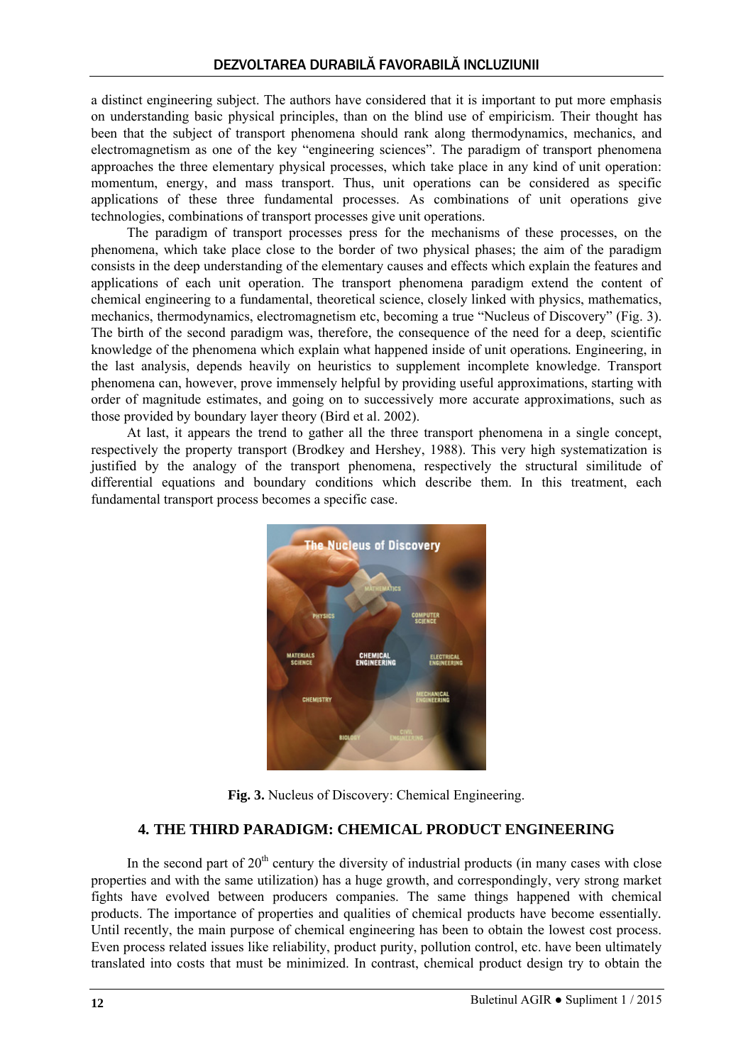a distinct engineering subject. The authors have considered that it is important to put more emphasis on understanding basic physical principles, than on the blind use of empiricism. Their thought has been that the subject of transport phenomena should rank along thermodynamics, mechanics, and electromagnetism as one of the key "engineering sciences". The paradigm of transport phenomena approaches the three elementary physical processes, which take place in any kind of unit operation: momentum, energy, and mass transport. Thus, unit operations can be considered as specific applications of these three fundamental processes. As combinations of unit operations give technologies, combinations of transport processes give unit operations.

The paradigm of transport processes press for the mechanisms of these processes, on the phenomena, which take place close to the border of two physical phases; the aim of the paradigm consists in the deep understanding of the elementary causes and effects which explain the features and applications of each unit operation. The transport phenomena paradigm extend the content of chemical engineering to a fundamental, theoretical science, closely linked with physics, mathematics, mechanics, thermodynamics, electromagnetism etc, becoming a true "Nucleus of Discovery" (Fig. 3). The birth of the second paradigm was, therefore, the consequence of the need for a deep, scientific knowledge of the phenomena which explain what happened inside of unit operations. Engineering, in the last analysis, depends heavily on heuristics to supplement incomplete knowledge. Transport phenomena can, however, prove immensely helpful by providing useful approximations, starting with order of magnitude estimates, and going on to successively more accurate approximations, such as those provided by boundary layer theory (Bird et al. 2002).

At last, it appears the trend to gather all the three transport phenomena in a single concept, respectively the property transport (Brodkey and Hershey, 1988). This very high systematization is justified by the analogy of the transport phenomena, respectively the structural similitude of differential equations and boundary conditions which describe them. In this treatment, each fundamental transport process becomes a specific case.

**Fig. 3.** Nucleus of Discovery: Chemical Engineering.

## 4. THE THIRD PARADIGM: CHEMICAL PRODUCT ENGINEERING

In the second part of 20[th] century the diversity of industrial products (in many cases with close properties and with the same utilization) has a huge growth, and correspondingly, very strong market fights have evolved between producers companies. The same things happened with chemical products. The importance of properties and qualities of chemical products have become essentially. Until recently, the main purpose of chemical engineering has been to obtain the lowest cost process. Even process related issues like reliability, product purity, pollution control, etc. have been ultimately translated into costs that must be minimized. In contrast, chemical product design try to obtain the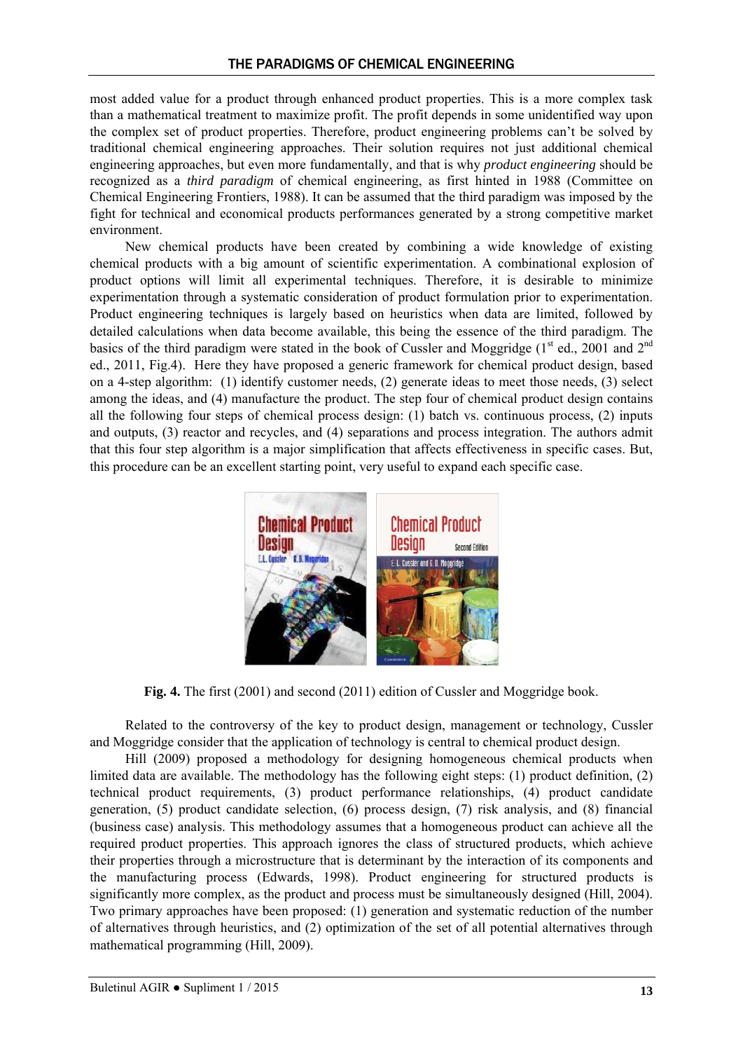most added value for a product through enhanced product properties. This is a more complex task than a mathematical treatment to maximize profit. The profit depends in some unidentified way upon the complex set of product properties. Therefore, product engineering problems can't be solved by traditional chemical engineering approaches. Their solution requires not just additional chemical engineering approaches, but even more fundamentally, and that is why *product engineering* should be recognized as a *third paradigm* of chemical engineering, as first hinted in 1988 (Committee on Chemical Engineering Frontiers, 1988). It can be assumed that the third paradigm was imposed by the fight for technical and economical products performances generated by a strong competitive market environment.

New chemical products have been created by combining a wide knowledge of existing chemical products with a big amount of scientific experimentation. A combinational explosion of product options will limit all experimental techniques. Therefore, it is desirable to minimize experimentation through a systematic consideration of product formulation prior to experimentation. Product engineering techniques is largely based on heuristics when data are limited, followed by detailed calculations when data become available, this being the essence of the third paradigm. The basics of the third paradigm were stated in the book of Cussler and Moggridge (1$^{st}$ ed., 2001 and 2$^{nd}$ ed., 2011, Fig.4). Here they have proposed a generic framework for chemical product design, based on a 4-step algorithm: (1) identify customer needs, (2) generate ideas to meet those needs, (3) select among the ideas, and (4) manufacture the product. The step four of chemical product design contains all the following four steps of chemical process design: (1) batch vs. continuous process, (2) inputs and outputs, (3) reactor and recycles, and (4) separations and process integration. The authors admit that this four step algorithm is a major simplification that affects effectiveness in specific cases. But, this procedure can be an excellent starting point, very useful to expand each specific case.

**Fig. 4.** The first (2001) and second (2011) edition of Cussler and Moggridge book.

Related to the controversy of the key to product design, management or technology, Cussler and Moggridge consider that the application of technology is central to chemical product design.

Hill (2009) proposed a methodology for designing homogeneous chemical products when limited data are available. The methodology has the following eight steps: (1) product definition, (2) technical product requirements, (3) product performance relationships, (4) product candidate generation, (5) product candidate selection, (6) process design, (7) risk analysis, and (8) financial (business case) analysis. This methodology assumes that a homogeneous product can achieve all the required product properties. This approach ignores the class of structured products, which achieve their properties through a microstructure that is determinant by the interaction of its components and the manufacturing process (Edwards, 1998). Product engineering for structured products is significantly more complex, as the product and process must be simultaneously designed (Hill, 2004). Two primary approaches have been proposed: (1) generation and systematic reduction of the number of alternatives through heuristics, and (2) optimization of the set of all potential alternatives through mathematical programming (Hill, 2009).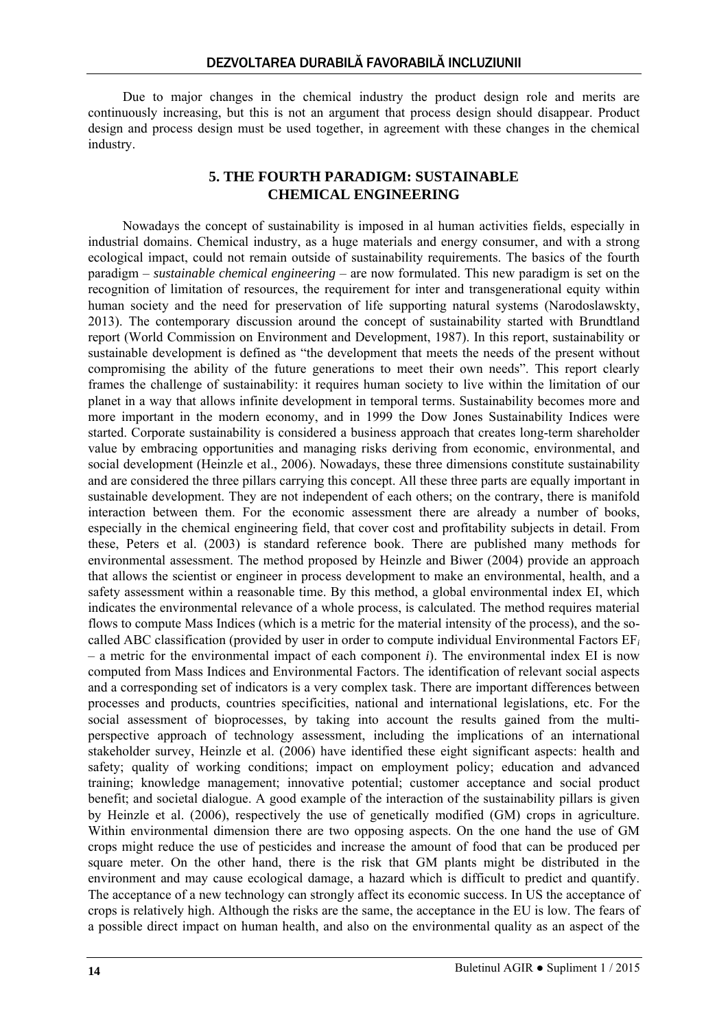Due to major changes in the chemical industry the product design role and merits are continuously increasing, but this is not an argument that process design should disappear. Product design and process design must be used together, in agreement with these changes in the chemical industry.

## 5. THE FOURTH PARADIGM: SUSTAINABLE CHEMICAL ENGINEERING

Nowadays the concept of sustainability is imposed in al human activities fields, especially in industrial domains. Chemical industry, as a huge materials and energy consumer, and with a strong ecological impact, could not remain outside of sustainability requirements. The basics of the fourth paradigm – *sustainable chemical engineering* – are now formulated. This new paradigm is set on the recognition of limitation of resources, the requirement for inter and transgenerational equity within human society and the need for preservation of life supporting natural systems (Narodoslawskty, 2013). The contemporary discussion around the concept of sustainability started with Brundtland report (World Commission on Environment and Development, 1987). In this report, sustainability or sustainable development is defined as "the development that meets the needs of the present without compromising the ability of the future generations to meet their own needs". This report clearly frames the challenge of sustainability: it requires human society to live within the limitation of our planet in a way that allows infinite development in temporal terms. Sustainability becomes more and more important in the modern economy, and in 1999 the Dow Jones Sustainability Indices were started. Corporate sustainability is considered a business approach that creates long-term shareholder value by embracing opportunities and managing risks deriving from economic, environmental, and social development (Heinzle et al., 2006). Nowadays, these three dimensions constitute sustainability and are considered the three pillars carrying this concept. All these three parts are equally important in sustainable development. They are not independent of each others; on the contrary, there is manifold interaction between them. For the economic assessment there are already a number of books, especially in the chemical engineering field, that cover cost and profitability subjects in detail. From these, Peters et al. (2003) is standard reference book. There are published many methods for environmental assessment. The method proposed by Heinzle and Biwer (2004) provide an approach that allows the scientist or engineer in process development to make an environmental, health, and a safety assessment within a reasonable time. By this method, a global environmental index EI, which indicates the environmental relevance of a whole process, is calculated. The method requires material flows to compute Mass Indices (which is a metric for the material intensity of the process), and the so-called ABC classification (provided by user in order to compute individual Environmental Factors $EF_i$ – a metric for the environmental impact of each component $i$). The environmental index EI is now computed from Mass Indices and Environmental Factors. The identification of relevant social aspects and a corresponding set of indicators is a very complex task. There are important differences between processes and products, countries specificities, national and international legislations, etc. For the social assessment of bioprocesses, by taking into account the results gained from the multi-perspective approach of technology assessment, including the implications of an international stakeholder survey, Heinzle et al. (2006) have identified these eight significant aspects: health and safety; quality of working conditions; impact on employment policy; education and advanced training; knowledge management; innovative potential; customer acceptance and social product benefit; and societal dialogue. A good example of the interaction of the sustainability pillars is given by Heinzle et al. (2006), respectively the use of genetically modified (GM) crops in agriculture. Within environmental dimension there are two opposing aspects. On the one hand the use of GM crops might reduce the use of pesticides and increase the amount of food that can be produced per square meter. On the other hand, there is the risk that GM plants might be distributed in the environment and may cause ecological damage, a hazard which is difficult to predict and quantify. The acceptance of a new technology can strongly affect its economic success. In US the acceptance of crops is relatively high. Although the risks are the same, the acceptance in the EU is low. The fears of a possible direct impact on human health, and also on the environmental quality as an aspect of the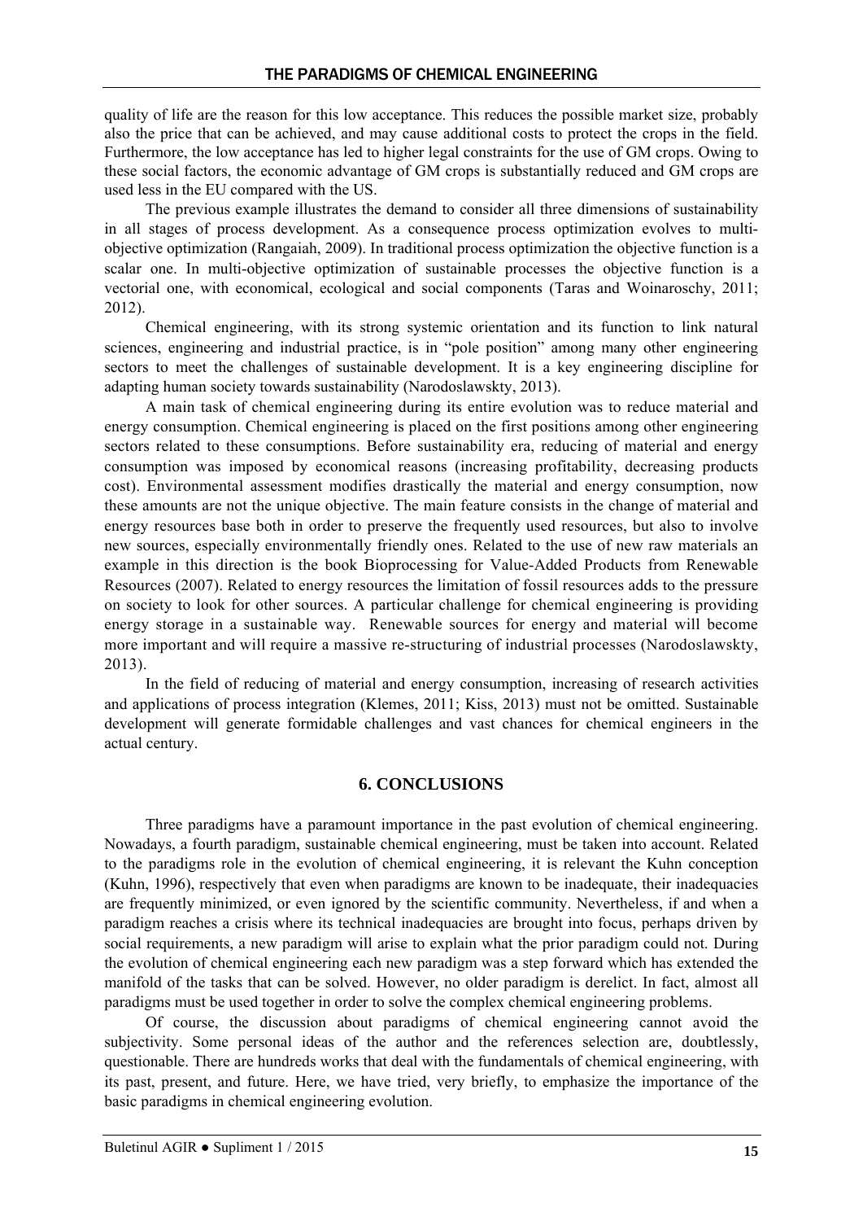quality of life are the reason for this low acceptance. This reduces the possible market size, probably also the price that can be achieved, and may cause additional costs to protect the crops in the field. Furthermore, the low acceptance has led to higher legal constraints for the use of GM crops. Owing to these social factors, the economic advantage of GM crops is substantially reduced and GM crops are used less in the EU compared with the US.

The previous example illustrates the demand to consider all three dimensions of sustainability in all stages of process development. As a consequence process optimization evolves to multi-objective optimization (Rangaiah, 2009). In traditional process optimization the objective function is a scalar one. In multi-objective optimization of sustainable processes the objective function is a vectorial one, with economical, ecological and social components (Taras and Woinaroschy, 2011; 2012).

Chemical engineering, with its strong systemic orientation and its function to link natural sciences, engineering and industrial practice, is in "pole position" among many other engineering sectors to meet the challenges of sustainable development. It is a key engineering discipline for adapting human society towards sustainability (Narodoslawskty, 2013).

A main task of chemical engineering during its entire evolution was to reduce material and energy consumption. Chemical engineering is placed on the first positions among other engineering sectors related to these consumptions. Before sustainability era, reducing of material and energy consumption was imposed by economical reasons (increasing profitability, decreasing products cost). Environmental assessment modifies drastically the material and energy consumption, now these amounts are not the unique objective. The main feature consists in the change of material and energy resources base both in order to preserve the frequently used resources, but also to involve new sources, especially environmentally friendly ones. Related to the use of new raw materials an example in this direction is the book Bioprocessing for Value-Added Products from Renewable Resources (2007). Related to energy resources the limitation of fossil resources adds to the pressure on society to look for other sources. A particular challenge for chemical engineering is providing energy storage in a sustainable way. Renewable sources for energy and material will become more important and will require a massive re-structuring of industrial processes (Narodoslawskty, 2013).

In the field of reducing of material and energy consumption, increasing of research activities and applications of process integration (Klemes, 2011; Kiss, 2013) must not be omitted. Sustainable development will generate formidable challenges and vast chances for chemical engineers in the actual century.

## 6. CONCLUSIONS

Three paradigms have a paramount importance in the past evolution of chemical engineering. Nowadays, a fourth paradigm, sustainable chemical engineering, must be taken into account. Related to the paradigms role in the evolution of chemical engineering, it is relevant the Kuhn conception (Kuhn, 1996), respectively that even when paradigms are known to be inadequate, their inadequacies are frequently minimized, or even ignored by the scientific community. Nevertheless, if and when a paradigm reaches a crisis where its technical inadequacies are brought into focus, perhaps driven by social requirements, a new paradigm will arise to explain what the prior paradigm could not. During the evolution of chemical engineering each new paradigm was a step forward which has extended the manifold of the tasks that can be solved. However, no older paradigm is derelict. In fact, almost all paradigms must be used together in order to solve the complex chemical engineering problems.

Of course, the discussion about paradigms of chemical engineering cannot avoid the subjectivity. Some personal ideas of the author and the references selection are, doubtlessly, questionable. There are hundreds works that deal with the fundamentals of chemical engineering, with its past, present, and future. Here, we have tried, very briefly, to emphasize the importance of the basic paradigms in chemical engineering evolution.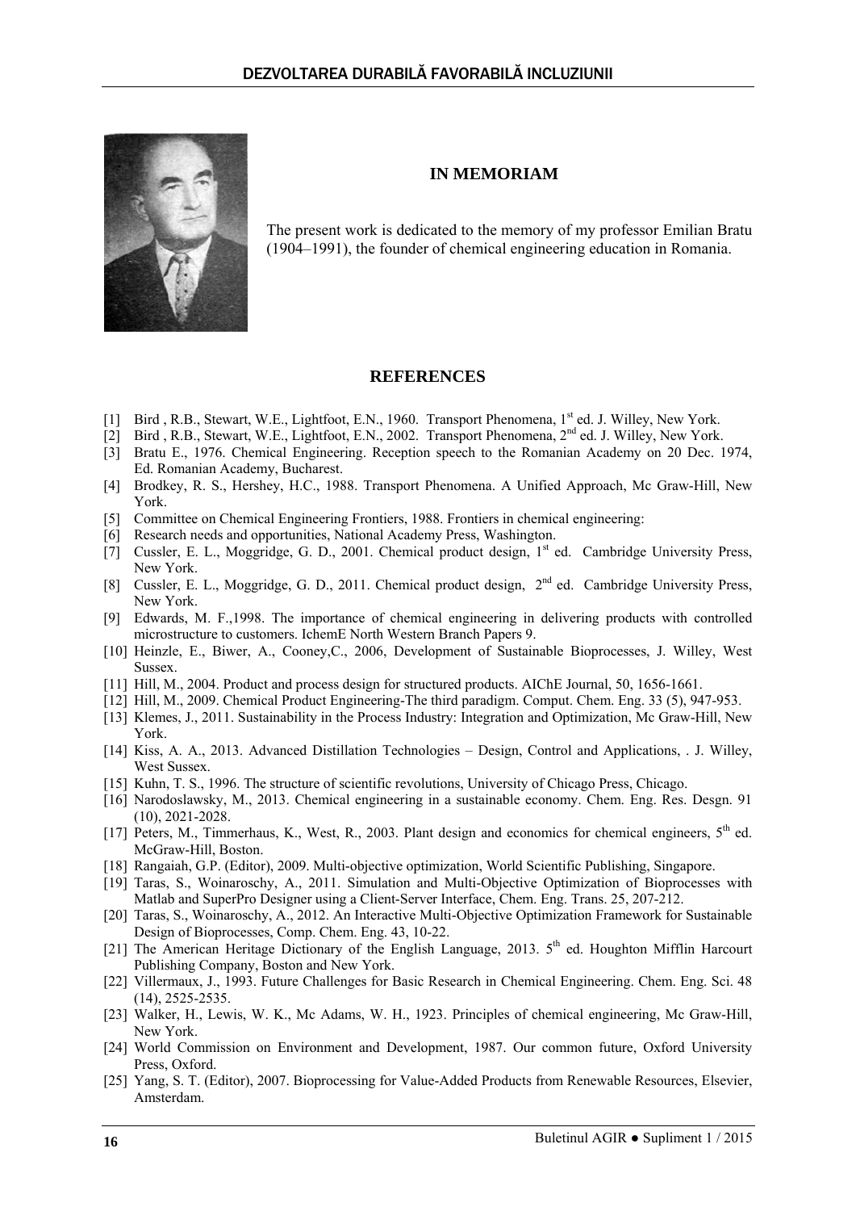## IN MEMORIAM

The present work is dedicated to the memory of my professor Emilian Bratu (1904–1991), the founder of chemical engineering education in Romania.

## REFERENCES

[1] Bird , R.B., Stewart, W.E., Lightfoot, E.N., 1960. Transport Phenomena, 1st ed. J. Willey, New York.
[2] Bird , R.B., Stewart, W.E., Lightfoot, E.N., 2002. Transport Phenomena, 2nd ed. J. Willey, New York.
[3] Bratu E., 1976. Chemical Engineering. Reception speech to the Romanian Academy on 20 Dec. 1974, Ed. Romanian Academy, Bucharest.
[4] Brodkey, R. S., Hershey, H.C., 1988. Transport Phenomena. A Unified Approach, Mc Graw-Hill, New York.
[5] Committee on Chemical Engineering Frontiers, 1988. Frontiers in chemical engineering:
[6] Research needs and opportunities, National Academy Press, Washington.
[7] Cussler, E. L., Moggridge, G. D., 2001. Chemical product design, 1st ed. Cambridge University Press, New York.
[8] Cussler, E. L., Moggridge, G. D., 2011. Chemical product design, 2nd ed. Cambridge University Press, New York.
[9] Edwards, M. F.,1998. The importance of chemical engineering in delivering products with controlled microstructure to customers. IchemE North Western Branch Papers 9.
[10] Heinzle, E., Biwer, A., Cooney,C., 2006, Development of Sustainable Bioprocesses, J. Willey, West Sussex.
[11] Hill, M., 2004. Product and process design for structured products. AIChE Journal, 50, 1656-1661.
[12] Hill, M., 2009. Chemical Product Engineering-The third paradigm. Comput. Chem. Eng. 33 (5), 947-953.
[13] Klemes, J., 2011. Sustainability in the Process Industry: Integration and Optimization, Mc Graw-Hill, New York.
[14] Kiss, A. A., 2013. Advanced Distillation Technologies – Design, Control and Applications, . J. Willey, West Sussex.
[15] Kuhn, T. S., 1996. The structure of scientific revolutions, University of Chicago Press, Chicago.
[16] Narodoslawsky, M., 2013. Chemical engineering in a sustainable economy. Chem. Eng. Res. Desgn. 91 (10), 2021-2028.
[17] Peters, M., Timmerhaus, K., West, R., 2003. Plant design and economics for chemical engineers, 5th ed. McGraw-Hill, Boston.
[18] Rangaiah, G.P. (Editor), 2009. Multi-objective optimization, World Scientific Publishing, Singapore.
[19] Taras, S., Woinaroschy, A., 2011. Simulation and Multi-Objective Optimization of Bioprocesses with Matlab and SuperPro Designer using a Client-Server Interface, Chem. Eng. Trans. 25, 207-212.
[20] Taras, S., Woinaroschy, A., 2012. An Interactive Multi-Objective Optimization Framework for Sustainable Design of Bioprocesses, Comp. Chem. Eng. 43, 10-22.
[21] The American Heritage Dictionary of the English Language, 2013. 5th ed. Houghton Mifflin Harcourt Publishing Company, Boston and New York.
[22] Villermaux, J., 1993. Future Challenges for Basic Research in Chemical Engineering. Chem. Eng. Sci. 48 (14), 2525-2535.
[23] Walker, H., Lewis, W. K., Mc Adams, W. H., 1923. Principles of chemical engineering, Mc Graw-Hill, New York.
[24] World Commission on Environment and Development, 1987. Our common future, Oxford University Press, Oxford.
[25] Yang, S. T. (Editor), 2007. Bioprocessing for Value-Added Products from Renewable Resources, Elsevier, Amsterdam.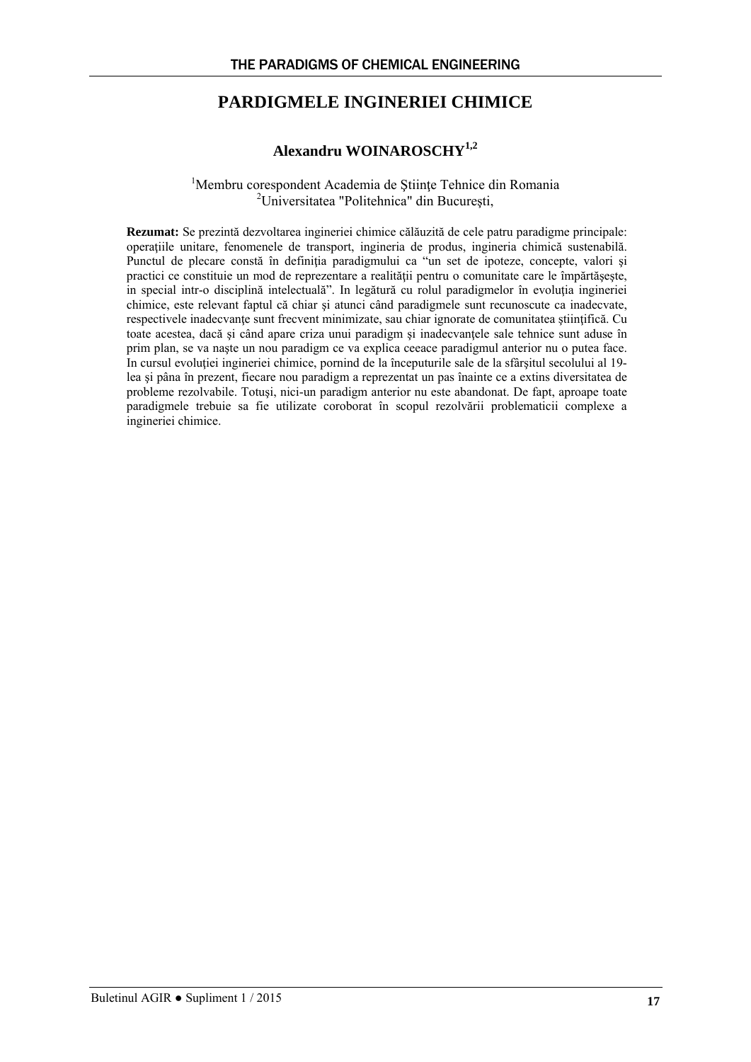# PARDIGMELE INGINERIEI CHIMICE

## Alexandru WOINAROSCHY[1,2]

[1]Membru corespondent Academia de Ştiinţe Tehnice din Romania
[2]Universitatea "Politehnica" din Bucureşti,

**Rezumat:** Se prezintă dezvoltarea ingineriei chimice călăuzită de cele patru paradigme principale: operaţiile unitare, fenomenele de transport, ingineria de produs, ingineria chimică sustenabilă. Punctul de plecare constă în definiţia paradigmului ca "un set de ipoteze, concepte, valori şi practici ce constituie un mod de reprezentare a realităţii pentru o comunitate care le împărtăşeşte, in special intr-o disciplină intelectuală". In legătură cu rolul paradigmelor în evoluţia ingineriei chimice, este relevant faptul că chiar şi atunci când paradigmele sunt recunoscute ca inadecvate, respectivele inadecvanţe sunt frecvent minimizate, sau chiar ignorate de comunitatea ştiinţifică. Cu toate acestea, dacă şi când apare criza unui paradigm şi inadecvanţele sale tehnice sunt aduse în prim plan, se va naşte un nou paradigm ce va explica ceeace paradigmul anterior nu o putea face. In cursul evoluţiei ingineriei chimice, pornind de la începuturile sale de la sfârşitul secolului al 19-lea şi pâna în prezent, fiecare nou paradigm a reprezentat un pas înainte ce a extins diversitatea de probleme rezolvabile. Totuşi, nici-un paradigm anterior nu este abandonat. De fapt, aproape toate paradigmele trebuie sa fie utilizate coroborat în scopul rezolvării problematicii complexe a ingineriei chimice.